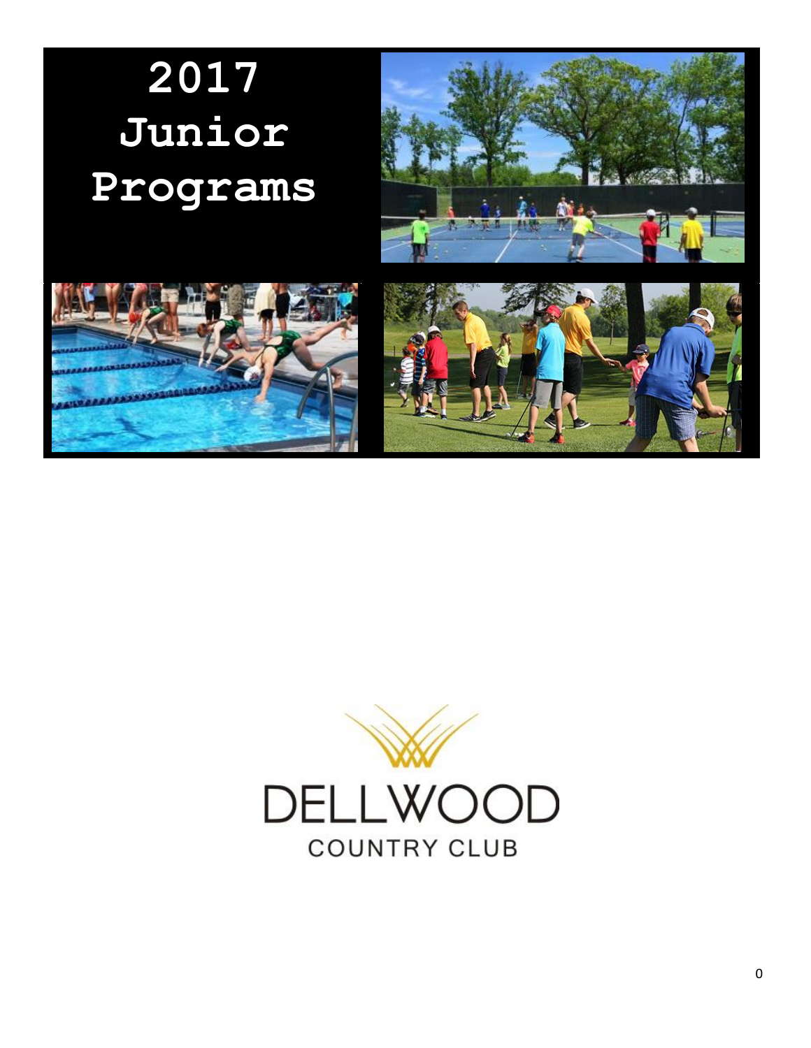# 2017 Junior Programs

DELLWOOD

COUNTRY CLUB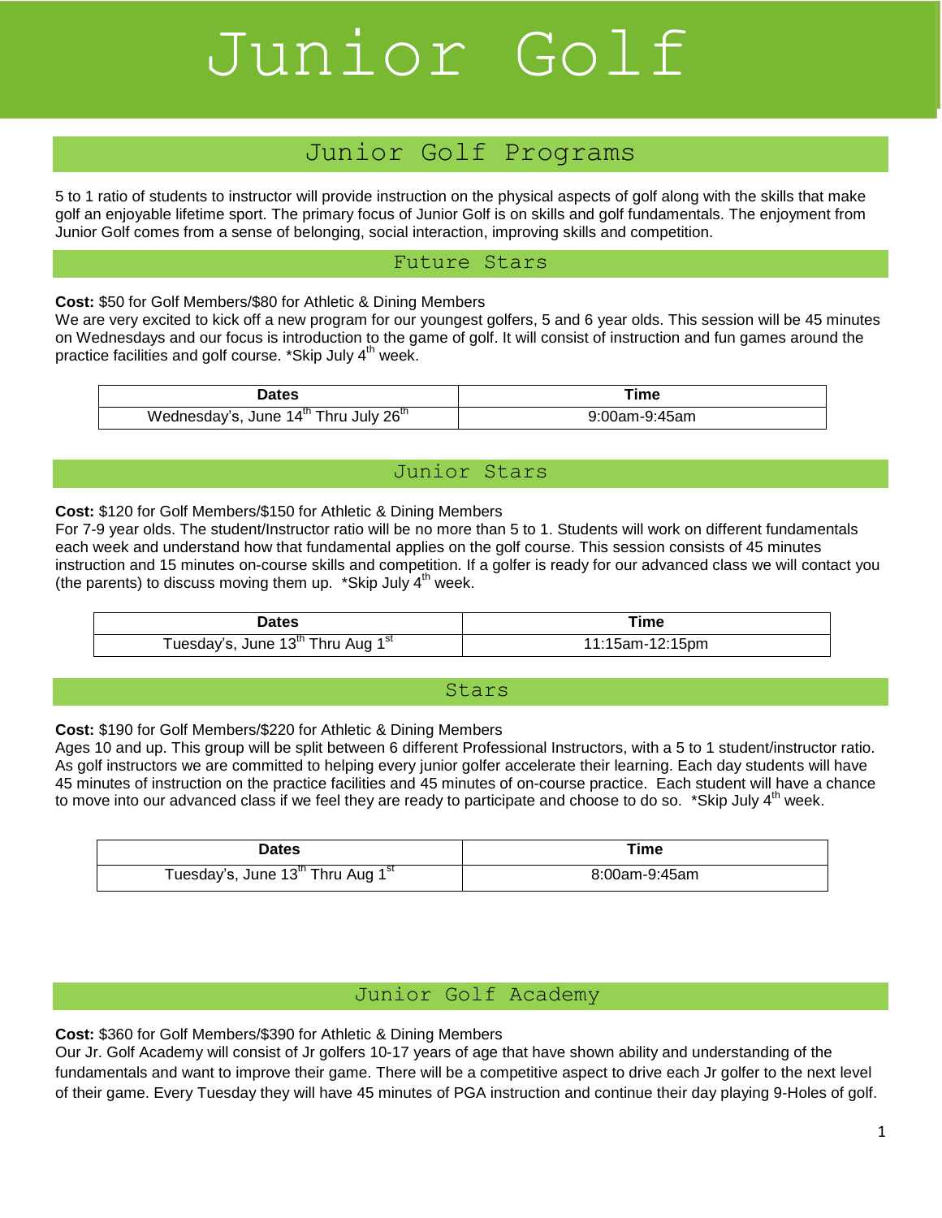# Junior Golf

## Junior Golf Programs

5 to 1 ratio of students to instructor will provide instruction on the physical aspects of golf along with the skills that make golf an enjoyable lifetime sport. The primary focus of Junior Golf is on skills and golf fundamentals. The enjoyment from Junior Golf comes from a sense of belonging, social interaction, improving skills and competition.

### Future Stars

**Cost:** $50 for Golf Members/$80 for Athletic & Dining Members

We are very excited to kick off a new program for our youngest golfers, 5 and 6 year olds. This session will be 45 minutes on Wednesdays and our focus is introduction to the game of golf. It will consist of instruction and fun games around the practice facilities and golf course. *Skip July 4th week.

| Dates | Time |
|---|---|
| Wednesday's, June 14th Thru July 26th | 9:00am-9:45am |

### Junior Stars

**Cost:** $120 for Golf Members/$150 for Athletic & Dining Members

For 7-9 year olds. The student/Instructor ratio will be no more than 5 to 1. Students will work on different fundamentals each week and understand how that fundamental applies on the golf course. This session consists of 45 minutes instruction and 15 minutes on-course skills and competition. If a golfer is ready for our advanced class we will contact you (the parents) to discuss moving them up. *Skip July 4th week.

| Dates | Time |
|---|---|
| Tuesday's, June 13th Thru Aug 1st | 11:15am-12:15pm |

### Stars

**Cost:** $190 for Golf Members/$220 for Athletic & Dining Members

Ages 10 and up. This group will be split between 6 different Professional Instructors, with a 5 to 1 student/instructor ratio. As golf instructors we are committed to helping every junior golfer accelerate their learning. Each day students will have 45 minutes of instruction on the practice facilities and 45 minutes of on-course practice. Each student will have a chance to move into our advanced class if we feel they are ready to participate and choose to do so. *Skip July 4th week.

| Dates | Time |
|---|---|
| Tuesday's, June 13th Thru Aug 1st | 8:00am-9:45am |

### Junior Golf Academy

**Cost:** $360 for Golf Members/$390 for Athletic & Dining Members

Our Jr. Golf Academy will consist of Jr golfers 10-17 years of age that have shown ability and understanding of the fundamentals and want to improve their game. There will be a competitive aspect to drive each Jr golfer to the next level of their game. Every Tuesday they will have 45 minutes of PGA instruction and continue their day playing 9-Holes of golf.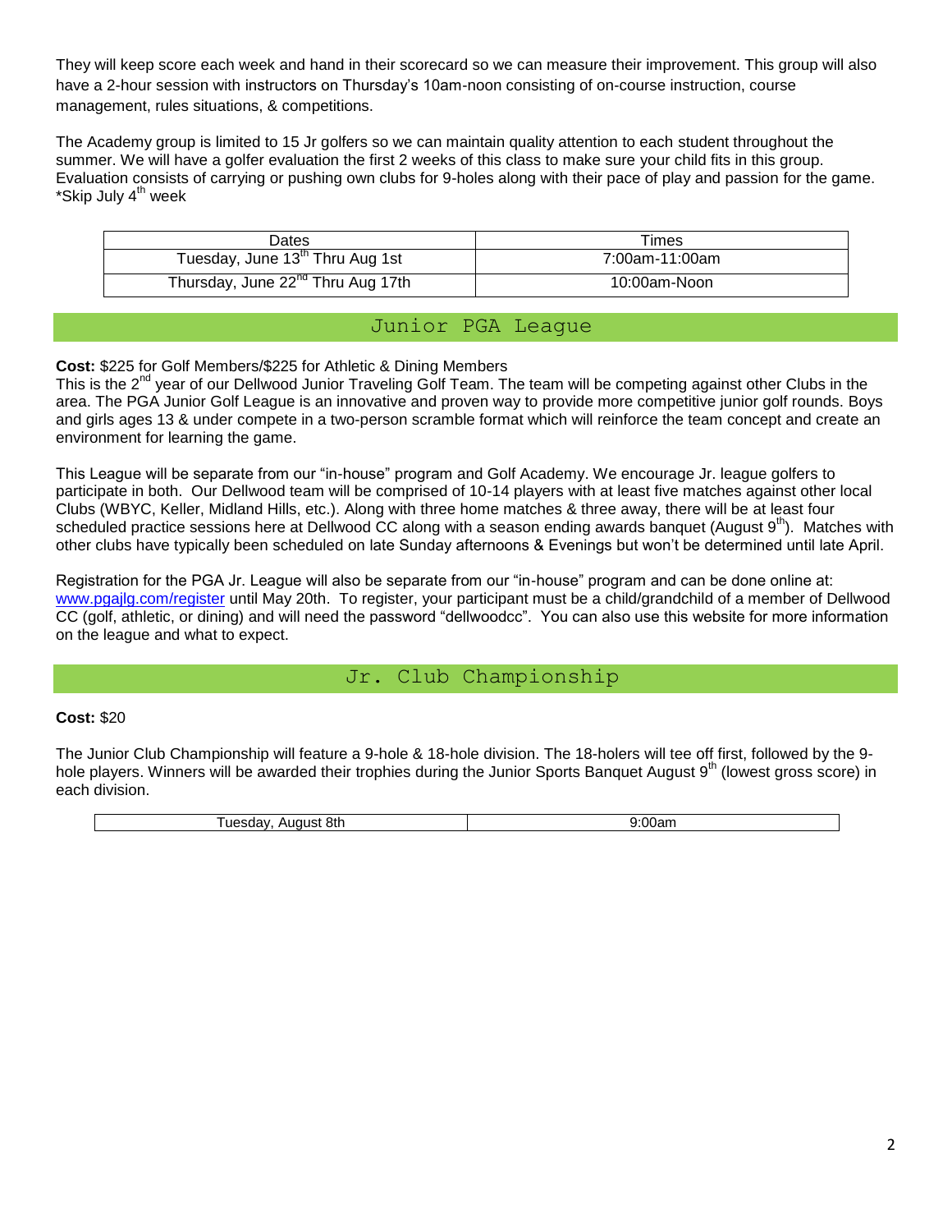They will keep score each week and hand in their scorecard so we can measure their improvement. This group will also have a 2-hour session with instructors on Thursday's 10am-noon consisting of on-course instruction, course management, rules situations, & competitions.

The Academy group is limited to 15 Jr golfers so we can maintain quality attention to each student throughout the summer. We will have a golfer evaluation the first 2 weeks of this class to make sure your child fits in this group. Evaluation consists of carrying or pushing own clubs for 9-holes along with their pace of play and passion for the game. *Skip July 4th week

| Dates | Times |
|---|---|
| Tuesday, June 13th Thru Aug 1st | 7:00am-11:00am |
| Thursday, June 22nd Thru Aug 17th | 10:00am-Noon |

## Junior PGA League

**Cost:** $225 for Golf Members/$225 for Athletic & Dining Members

This is the 2nd year of our Dellwood Junior Traveling Golf Team. The team will be competing against other Clubs in the area. The PGA Junior Golf League is an innovative and proven way to provide more competitive junior golf rounds. Boys and girls ages 13 & under compete in a two-person scramble format which will reinforce the team concept and create an environment for learning the game.

This League will be separate from our "in-house" program and Golf Academy. We encourage Jr. league golfers to participate in both. Our Dellwood team will be comprised of 10-14 players with at least five matches against other local Clubs (WBYC, Keller, Midland Hills, etc.). Along with three home matches & three away, there will be at least four scheduled practice sessions here at Dellwood CC along with a season ending awards banquet (August 9th). Matches with other clubs have typically been scheduled on late Sunday afternoons & Evenings but won't be determined until late April.

Registration for the PGA Jr. League will also be separate from our "in-house" program and can be done online at: www.pgajlg.com/register until May 20th. To register, your participant must be a child/grandchild of a member of Dellwood CC (golf, athletic, or dining) and will need the password "dellwoodcc". You can also use this website for more information on the league and what to expect.

## Jr. Club Championship

**Cost:** $20

The Junior Club Championship will feature a 9-hole & 18-hole division. The 18-holers will tee off first, followed by the 9-hole players. Winners will be awarded their trophies during the Junior Sports Banquet August 9th (lowest gross score) in each division.

| Tuesday, August 8th | 9:00am |
|---|---|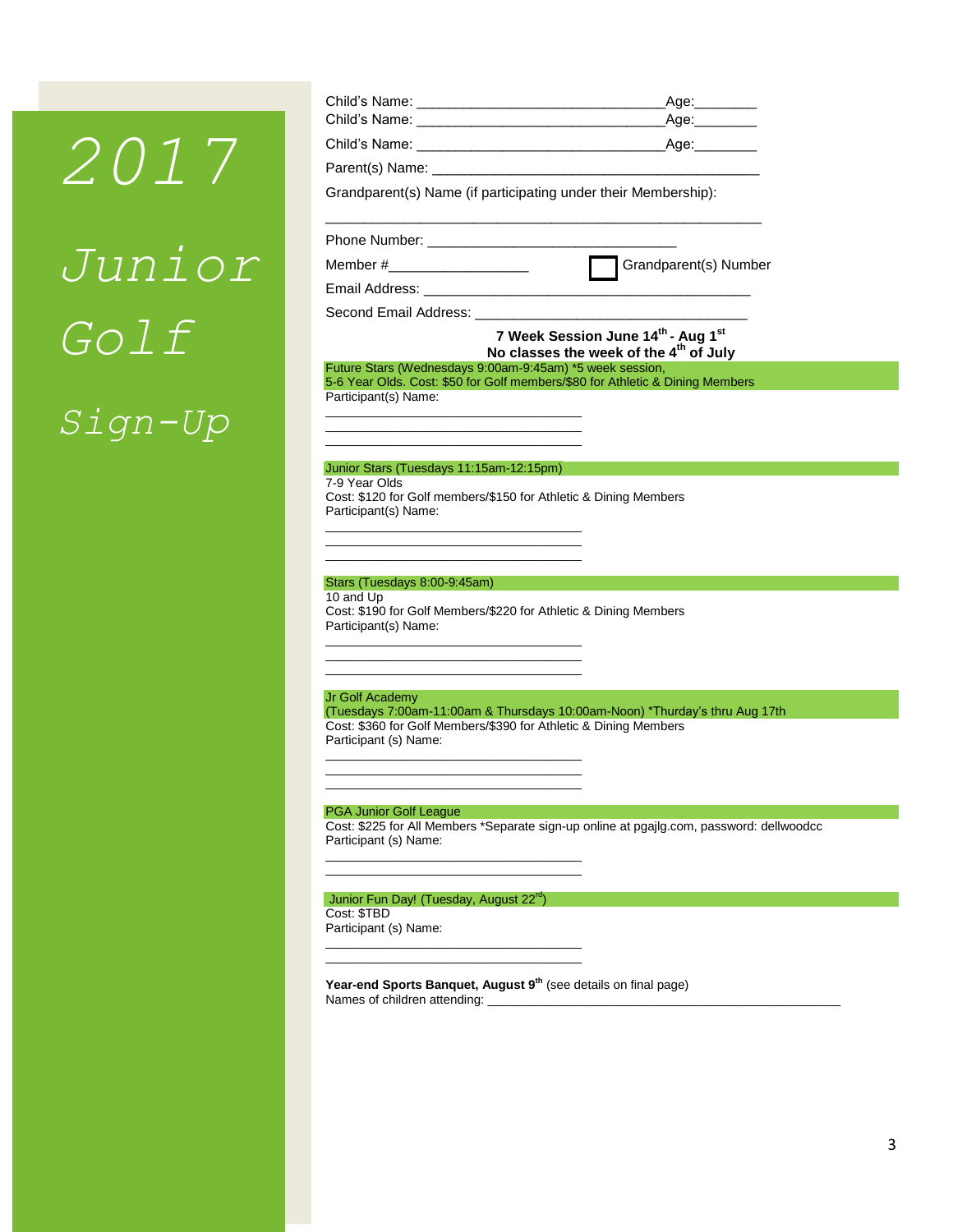# 2017 Junior Golf Sign-Up

Child's Name: ______________________________Age:________

Child's Name: ______________________________Age:________

Child's Name: ______________________________Age:________

Parent(s) Name: ________________________________________

Grandparent(s) Name (if participating under their Membership):

_______________________________________________________

Phone Number: ______________________________

Member #_________________ ☐ Grandparent(s) Number

Email Address: ________________________________________

Second Email Address: _________________________________

**7 Week Session June 14th - Aug 1st**
**No classes the week of the 4th of July**

**Future Stars (Wednesdays 9:00am-9:45am) *5 week session,**
**5-6 Year Olds. Cost: $50 for Golf members/$80 for Athletic & Dining Members**

Participant(s) Name:

______________________________

______________________________

______________________________

**Junior Stars (Tuesdays 11:15am-12:15pm)**

7-9 Year Olds

Cost: $120 for Golf members/$150 for Athletic & Dining Members

Participant(s) Name:

______________________________

______________________________

______________________________

**Stars (Tuesdays 8:00-9:45am)**

10 and Up

Cost: $190 for Golf Members/$220 for Athletic & Dining Members

Participant(s) Name:

______________________________

______________________________

______________________________

**Jr Golf Academy**
**(Tuesdays 7:00am-11:00am & Thursdays 10:00am-Noon) *Thurday's thru Aug 17th**

Cost: $360 for Golf Members/$390 for Athletic & Dining Members

Participant (s) Name:

______________________________

______________________________

______________________________

**PGA Junior Golf League**

Cost: $225 for All Members *Separate sign-up online at pgajlg.com, password: dellwoodcc

Participant (s) Name:

______________________________

______________________________

**Junior Fun Day! (Tuesday, August 22rd)**

Cost: $TBD

Participant (s) Name:

______________________________

______________________________

**Year-end Sports Banquet, August 9th** (see details on final page)

Names of children attending: ________________________________________________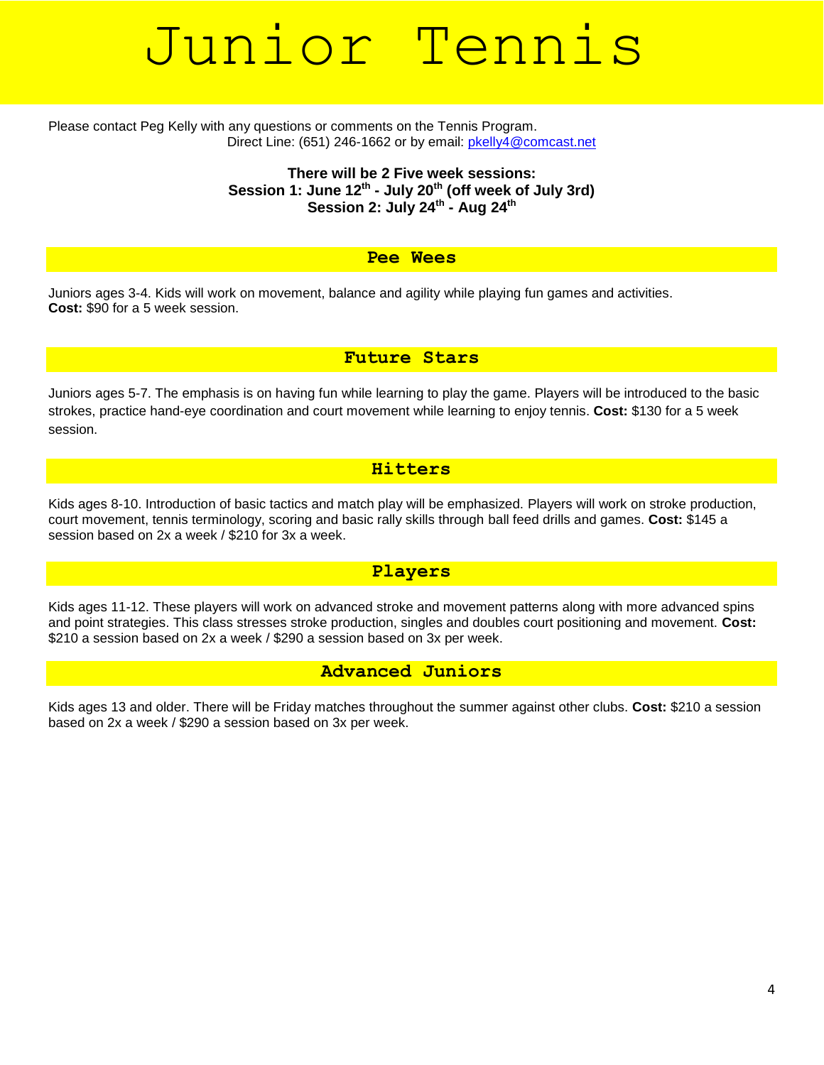# Junior Tennis

Please contact Peg Kelly with any questions or comments on the Tennis Program.
Direct Line: (651) 246-1662 or by email: pkelly4@comcast.net

**There will be 2 Five week sessions:**
**Session 1: June 12th - July 20th (off week of July 3rd)**
**Session 2: July 24th - Aug 24th**

## Pee Wees

Juniors ages 3-4. Kids will work on movement, balance and agility while playing fun games and activities.
**Cost:** $90 for a 5 week session.

## Future Stars

Juniors ages 5-7. The emphasis is on having fun while learning to play the game. Players will be introduced to the basic strokes, practice hand-eye coordination and court movement while learning to enjoy tennis. **Cost:** $130 for a 5 week session.

## Hitters

Kids ages 8-10. Introduction of basic tactics and match play will be emphasized. Players will work on stroke production, court movement, tennis terminology, scoring and basic rally skills through ball feed drills and games. **Cost:** $145 a session based on 2x a week / $210 for 3x a week.

## Players

Kids ages 11-12. These players will work on advanced stroke and movement patterns along with more advanced spins and point strategies. This class stresses stroke production, singles and doubles court positioning and movement. **Cost:** $210 a session based on 2x a week / $290 a session based on 3x per week.

## Advanced Juniors

Kids ages 13 and older. There will be Friday matches throughout the summer against other clubs. **Cost:** $210 a session based on 2x a week / $290 a session based on 3x per week.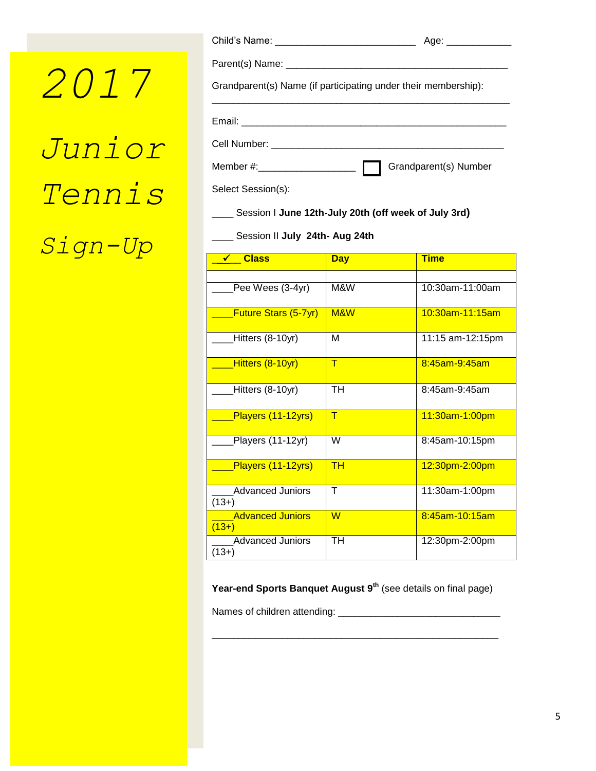# 2017 Junior Tennis Sign-Up

Child's Name: __________________________ Age: ____________

Parent(s) Name: _________________________________________

Grandparent(s) Name (if participating under their membership):

_______________________________________________________

Email: _________________________________________________

Cell Number: ___________________________________________

Member #:_________________ ☐ Grandparent(s) Number

Select Session(s):

____ Session I **June 12th-July 20th (off week of July 3rd)**

____ Session II **July 24th- Aug 24th**

| ✓ **Class** | **Day** | **Time** |
|---|---|---|
| | | |
| ____Pee Wees (3-4yr) | M&W | 10:30am-11:00am |
| ____Future Stars (5-7yr) | M&W | 10:30am-11:15am |
| ____Hitters (8-10yr) | M | 11:15 am-12:15pm |
| ____Hitters (8-10yr) | T | 8:45am-9:45am |
| ____Hitters (8-10yr) | TH | 8:45am-9:45am |
| ____Players (11-12yrs) | T | 11:30am-1:00pm |
| ____Players (11-12yr) | W | 8:45am-10:15pm |
| ____Players (11-12yrs) | TH | 12:30pm-2:00pm |
| ____Advanced Juniors (13+) | T | 11:30am-1:00pm |
| ____Advanced Juniors (13+) | W | 8:45am-10:15am |
| ____Advanced Juniors (13+) | TH | 12:30pm-2:00pm |

**Year-end Sports Banquet August 9th** (see details on final page)

Names of children attending: ______________________________

_______________________________________________________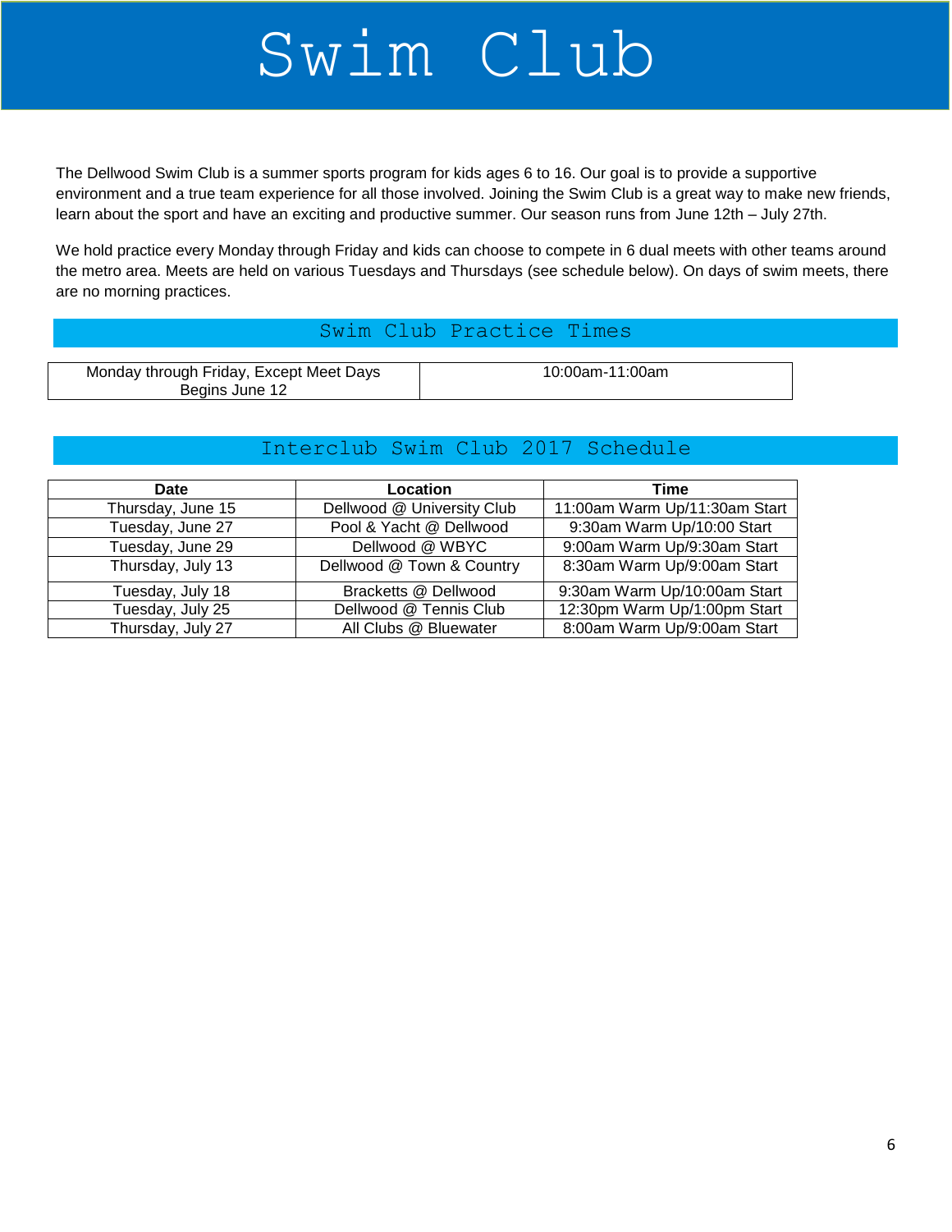# Swim Club

The Dellwood Swim Club is a summer sports program for kids ages 6 to 16. Our goal is to provide a supportive environment and a true team experience for all those involved. Joining the Swim Club is a great way to make new friends, learn about the sport and have an exciting and productive summer. Our season runs from June 12th – July 27th.

We hold practice every Monday through Friday and kids can choose to compete in 6 dual meets with other teams around the metro area. Meets are held on various Tuesdays and Thursdays (see schedule below). On days of swim meets, there are no morning practices.

## Swim Club Practice Times

| | |
|---|---|
| Monday through Friday, Except Meet Days<br>Begins June 12 | 10:00am-11:00am |

## Interclub Swim Club 2017 Schedule

| Date | Location | Time |
|---|---|---|
| Thursday, June 15 | Dellwood @ University Club | 11:00am Warm Up/11:30am Start |
| Tuesday, June 27 | Pool & Yacht @ Dellwood | 9:30am Warm Up/10:00 Start |
| Tuesday, June 29 | Dellwood @ WBYC | 9:00am Warm Up/9:30am Start |
| Thursday, July 13 | Dellwood @ Town & Country | 8:30am Warm Up/9:00am Start |
| Tuesday, July 18 | Bracketts @ Dellwood | 9:30am Warm Up/10:00am Start |
| Tuesday, July 25 | Dellwood @ Tennis Club | 12:30pm Warm Up/1:00pm Start |
| Thursday, July 27 | All Clubs @ Bluewater | 8:00am Warm Up/9:00am Start |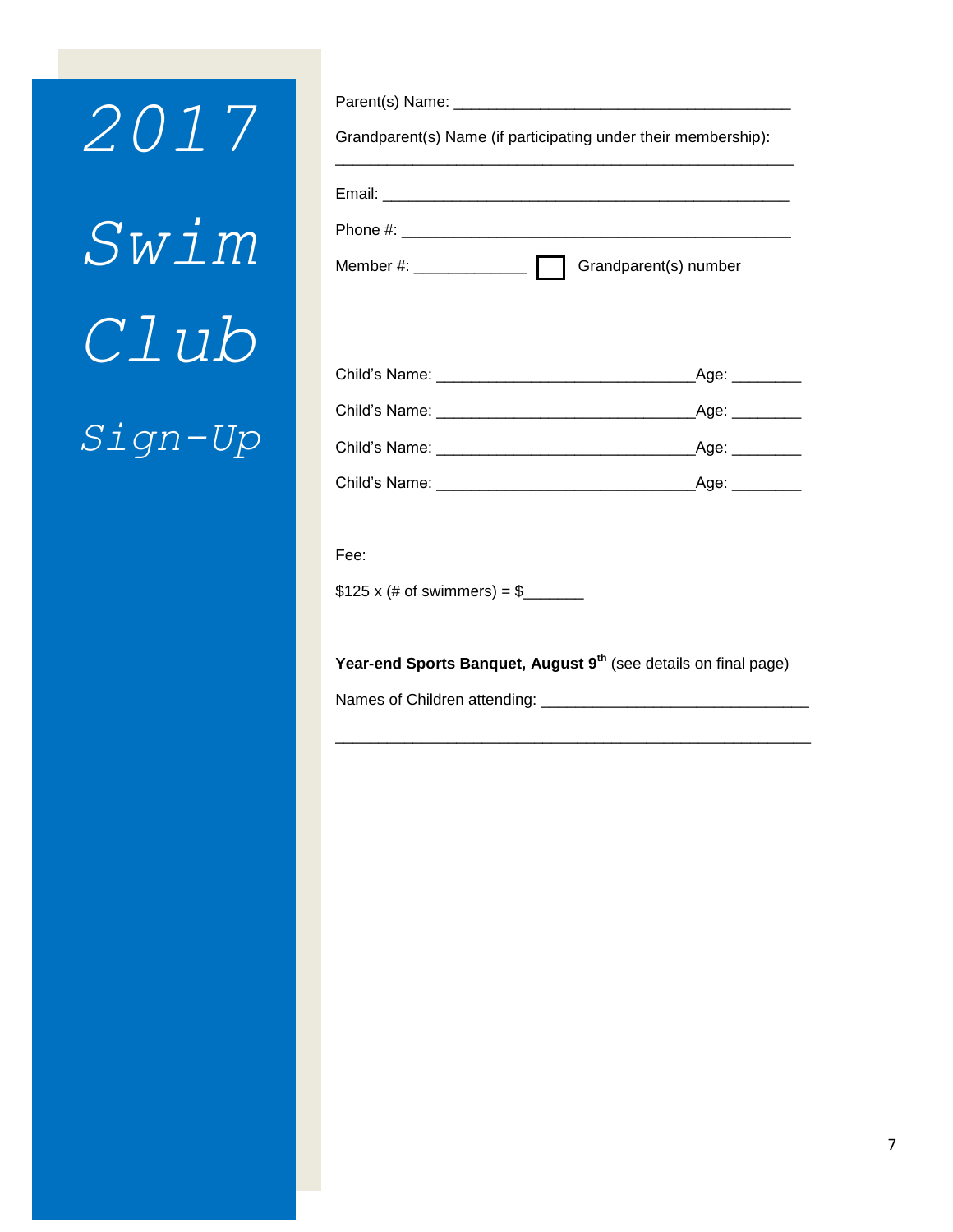# 2017 Swim Club

## Sign-Up

Parent(s) Name: ________________________________________

Grandparent(s) Name (if participating under their membership):

_______________________________________________________

Email: ________________________________________________

Phone #: ______________________________________________

Member #: _____________ ☐ Grandparent(s) number

Child's Name: _____________________________Age: ________

Child's Name: _____________________________Age: ________

Child's Name: _____________________________Age: ________

Child's Name: _____________________________Age: ________

Fee:

$125 x (# of swimmers) = $_______

**Year-end Sports Banquet, August 9th** (see details on final page)

Names of Children attending: ______________________________

_________________________________________________________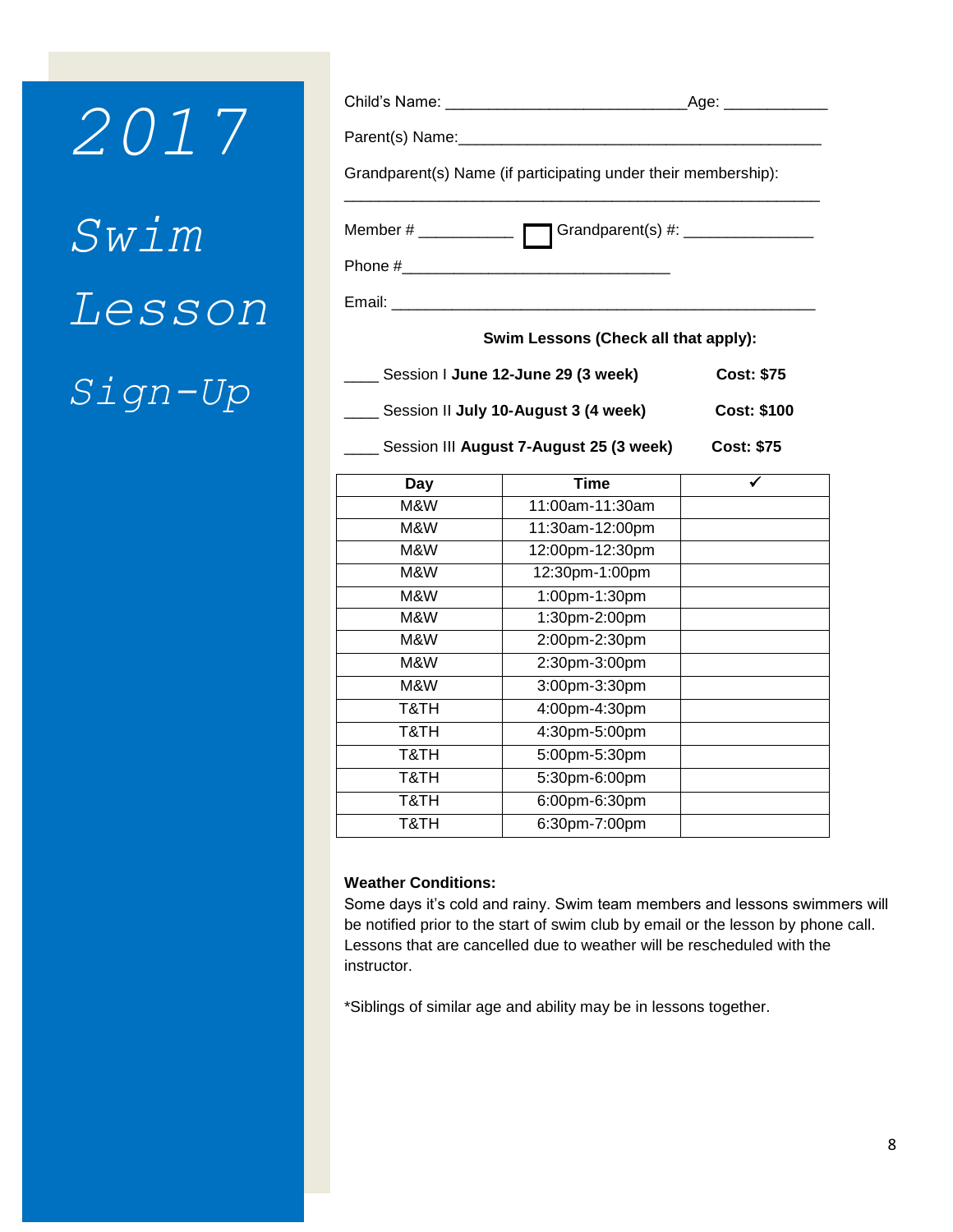# 2017 Swim Lesson Sign-Up

Child's Name: ___________________________Age: ___________

Parent(s) Name:_________________________________________

Grandparent(s) Name (if participating under their membership):

_____________________________________________________

Member # __________ ☐ Grandparent(s) #: ______________

Phone #______________________________

Email: _______________________________________________

**Swim Lessons (Check all that apply):**

____ Session I **June 12-June 29 (3 week)** **Cost: $75**

____ Session II **July 10-August 3 (4 week)** **Cost: $100**

____ Session III **August 7-August 25 (3 week)** **Cost: $75**

| Day | Time | ✓ |
|---|---|---|
| M&W | 11:00am-11:30am | |
| M&W | 11:30am-12:00pm | |
| M&W | 12:00pm-12:30pm | |
| M&W | 12:30pm-1:00pm | |
| M&W | 1:00pm-1:30pm | |
| M&W | 1:30pm-2:00pm | |
| M&W | 2:00pm-2:30pm | |
| M&W | 2:30pm-3:00pm | |
| M&W | 3:00pm-3:30pm | |
| T&TH | 4:00pm-4:30pm | |
| T&TH | 4:30pm-5:00pm | |
| T&TH | 5:00pm-5:30pm | |
| T&TH | 5:30pm-6:00pm | |
| T&TH | 6:00pm-6:30pm | |
| T&TH | 6:30pm-7:00pm | |

**Weather Conditions:**
Some days it's cold and rainy. Swim team members and lessons swimmers will be notified prior to the start of swim club by email or the lesson by phone call. Lessons that are cancelled due to weather will be rescheduled with the instructor.

*Siblings of similar age and ability may be in lessons together.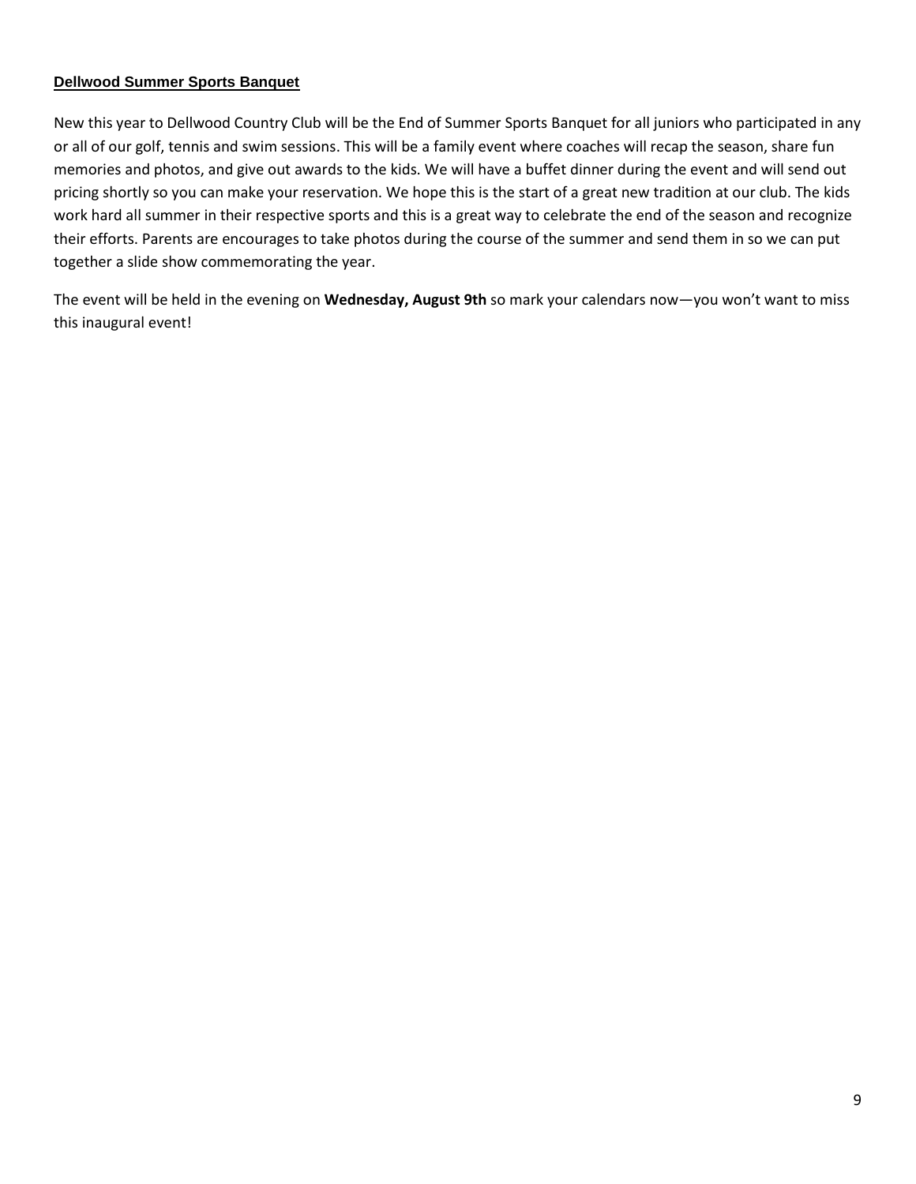## Dellwood Summer Sports Banquet

New this year to Dellwood Country Club will be the End of Summer Sports Banquet for all juniors who participated in any or all of our golf, tennis and swim sessions. This will be a family event where coaches will recap the season, share fun memories and photos, and give out awards to the kids. We will have a buffet dinner during the event and will send out pricing shortly so you can make your reservation. We hope this is the start of a great new tradition at our club. The kids work hard all summer in their respective sports and this is a great way to celebrate the end of the season and recognize their efforts. Parents are encourages to take photos during the course of the summer and send them in so we can put together a slide show commemorating the year.

The event will be held in the evening on **Wednesday, August 9th** so mark your calendars now—you won't want to miss this inaugural event!